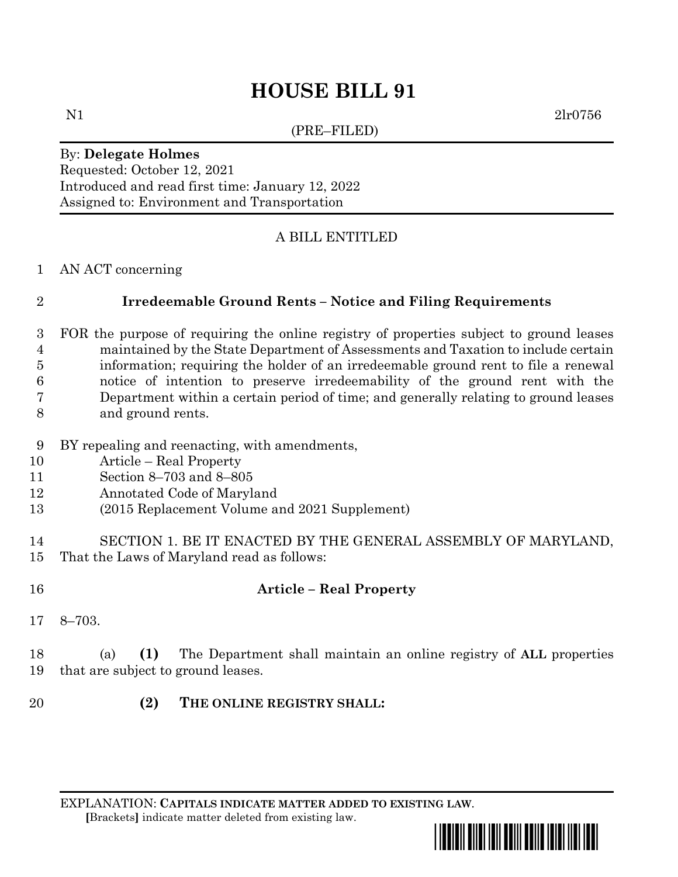# HOUSE BILL 91

N1 2lr0756

(PRE–FILED)

By: **Delegate Holmes**
Requested: October 12, 2021
Introduced and read first time: January 12, 2022
Assigned to: Environment and Transportation

A BILL ENTITLED

AN ACT concerning

**Irredeemable Ground Rents – Notice and Filing Requirements**

FOR the purpose of requiring the online registry of properties subject to ground leases maintained by the State Department of Assessments and Taxation to include certain information; requiring the holder of an irredeemable ground rent to file a renewal notice of intention to preserve irredeemability of the ground rent with the Department within a certain period of time; and generally relating to ground leases and ground rents.

BY repealing and reenacting, with amendments,
Article – Real Property
Section 8–703 and 8–805
Annotated Code of Maryland
(2015 Replacement Volume and 2021 Supplement)

SECTION 1. BE IT ENACTED BY THE GENERAL ASSEMBLY OF MARYLAND, That the Laws of Maryland read as follows:

**Article – Real Property**

8–703.

(a) **(1)** The Department shall maintain an online registry of **ALL** properties that are subject to ground leases.

**(2) THE ONLINE REGISTRY SHALL:**

EXPLANATION: **CAPITALS INDICATE MATTER ADDED TO EXISTING LAW**.
**[**Brackets**]** indicate matter deleted from existing law.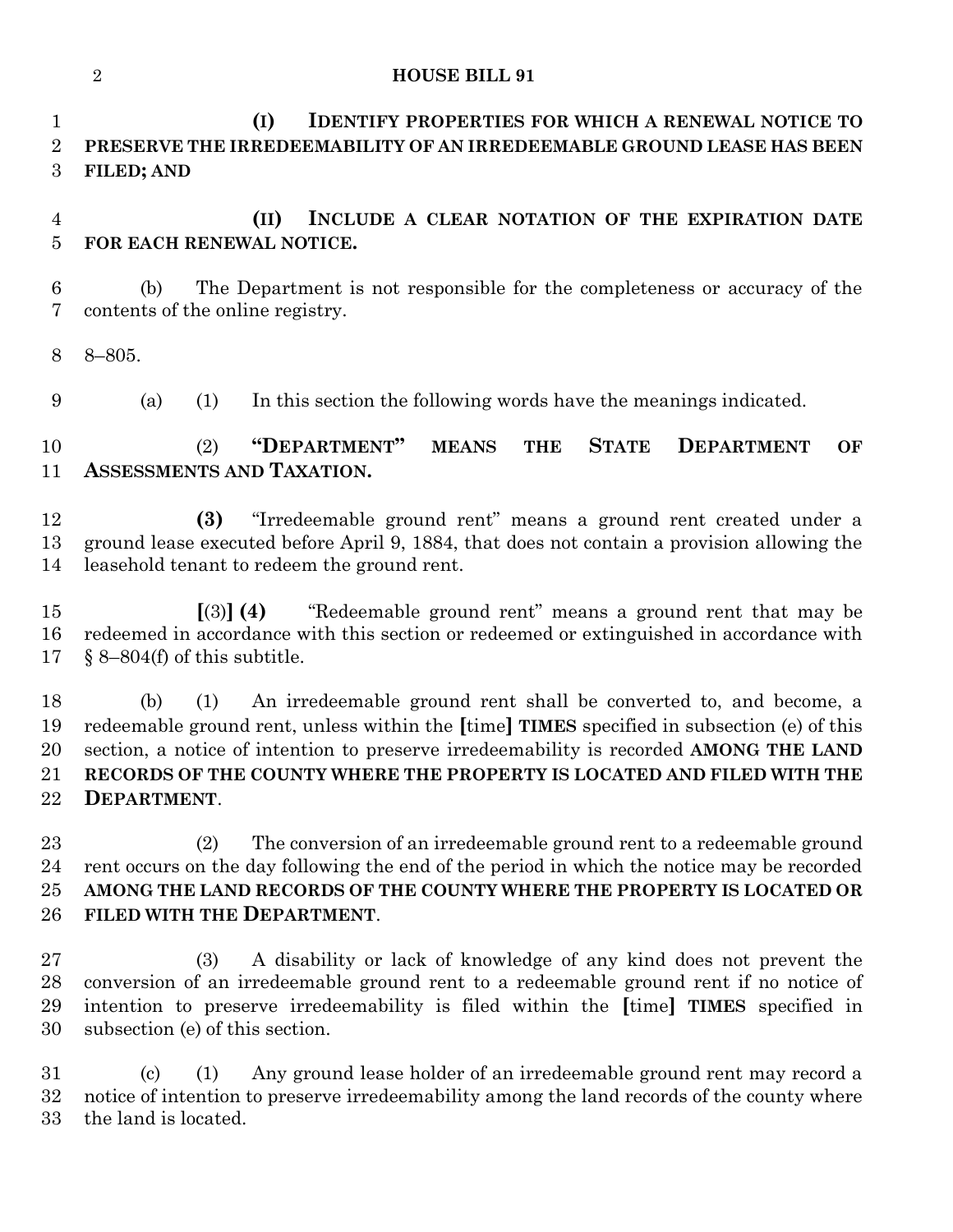**(I) IDENTIFY PROPERTIES FOR WHICH A RENEWAL NOTICE TO PRESERVE THE IRREDEEMABILITY OF AN IRREDEEMABLE GROUND LEASE HAS BEEN FILED; AND**

**(II) INCLUDE A CLEAR NOTATION OF THE EXPIRATION DATE FOR EACH RENEWAL NOTICE.**

(b) The Department is not responsible for the completeness or accuracy of the contents of the online registry.

8–805.

(a) (1) In this section the following words have the meanings indicated.

(2) **"DEPARTMENT" MEANS THE STATE DEPARTMENT OF ASSESSMENTS AND TAXATION.**

**(3)** "Irredeemable ground rent" means a ground rent created under a ground lease executed before April 9, 1884, that does not contain a provision allowing the leasehold tenant to redeem the ground rent.

**[**(3)**] (4)** "Redeemable ground rent" means a ground rent that may be redeemed in accordance with this section or redeemed or extinguished in accordance with § 8–804(f) of this subtitle.

(b) (1) An irredeemable ground rent shall be converted to, and become, a redeemable ground rent, unless within the **[**time**] TIMES** specified in subsection (e) of this section, a notice of intention to preserve irredeemability is recorded **AMONG THE LAND RECORDS OF THE COUNTY WHERE THE PROPERTY IS LOCATED AND FILED WITH THE DEPARTMENT**.

(2) The conversion of an irredeemable ground rent to a redeemable ground rent occurs on the day following the end of the period in which the notice may be recorded **AMONG THE LAND RECORDS OF THE COUNTY WHERE THE PROPERTY IS LOCATED OR FILED WITH THE DEPARTMENT**.

(3) A disability or lack of knowledge of any kind does not prevent the conversion of an irredeemable ground rent to a redeemable ground rent if no notice of intention to preserve irredeemability is filed within the **[**time**] TIMES** specified in subsection (e) of this section.

(c) (1) Any ground lease holder of an irredeemable ground rent may record a notice of intention to preserve irredeemability among the land records of the county where the land is located.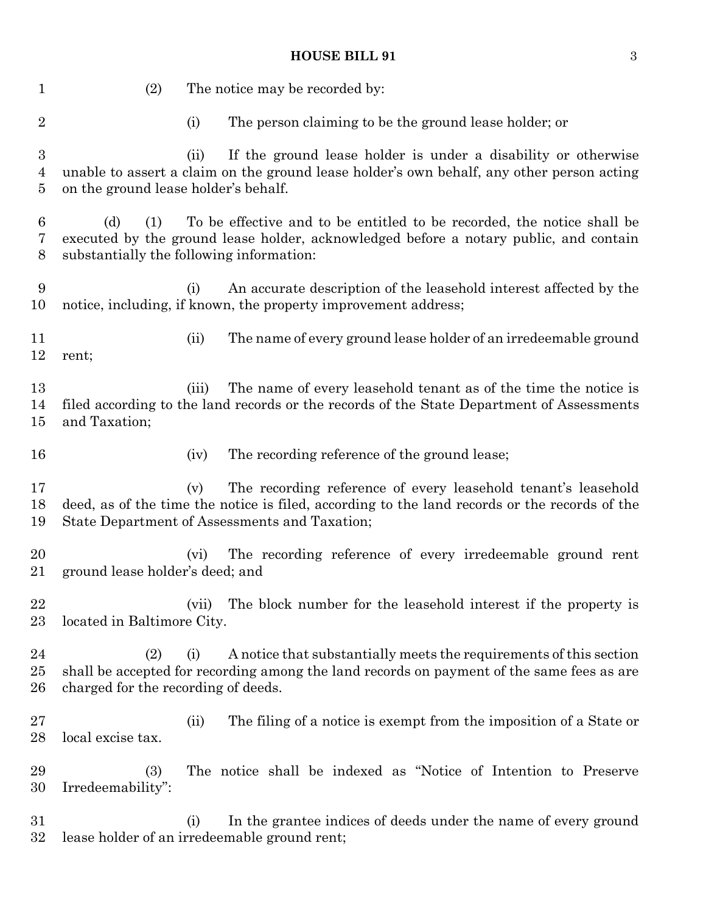(2) The notice may be recorded by:

(i) The person claiming to be the ground lease holder; or

(ii) If the ground lease holder is under a disability or otherwise unable to assert a claim on the ground lease holder's own behalf, any other person acting on the ground lease holder's behalf.

(d) (1) To be effective and to be entitled to be recorded, the notice shall be executed by the ground lease holder, acknowledged before a notary public, and contain substantially the following information:

(i) An accurate description of the leasehold interest affected by the notice, including, if known, the property improvement address;

(ii) The name of every ground lease holder of an irredeemable ground rent;

(iii) The name of every leasehold tenant as of the time the notice is filed according to the land records or the records of the State Department of Assessments and Taxation;

(iv) The recording reference of the ground lease;

(v) The recording reference of every leasehold tenant's leasehold deed, as of the time the notice is filed, according to the land records or the records of the State Department of Assessments and Taxation;

(vi) The recording reference of every irredeemable ground rent ground lease holder's deed; and

(vii) The block number for the leasehold interest if the property is located in Baltimore City.

(2) (i) A notice that substantially meets the requirements of this section shall be accepted for recording among the land records on payment of the same fees as are charged for the recording of deeds.

(ii) The filing of a notice is exempt from the imposition of a State or local excise tax.

(3) The notice shall be indexed as "Notice of Intention to Preserve Irredeemability":

(i) In the grantee indices of deeds under the name of every ground lease holder of an irredeemable ground rent;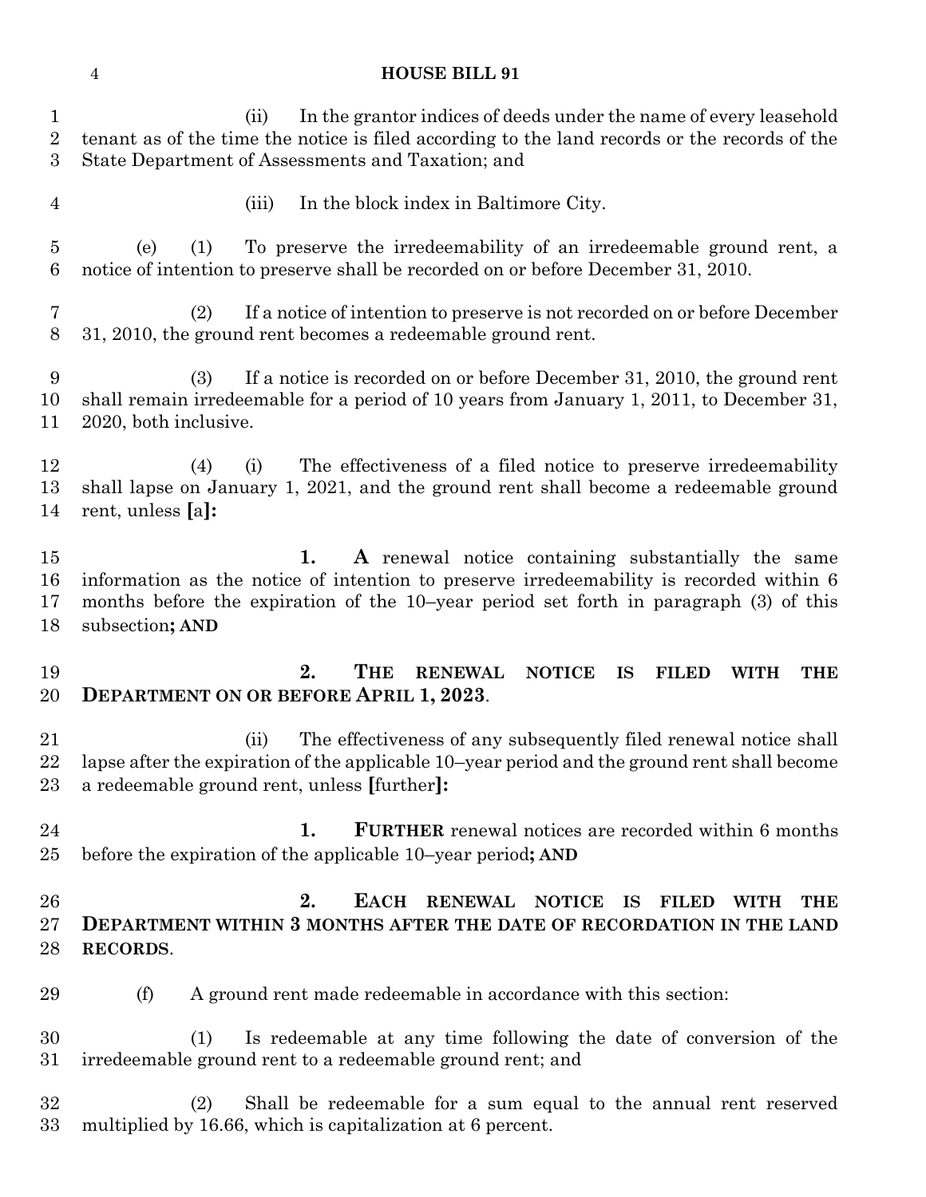(ii) In the grantor indices of deeds under the name of every leasehold tenant as of the time the notice is filed according to the land records or the records of the State Department of Assessments and Taxation; and

(iii) In the block index in Baltimore City.

(e) (1) To preserve the irredeemability of an irredeemable ground rent, a notice of intention to preserve shall be recorded on or before December 31, 2010.

(2) If a notice of intention to preserve is not recorded on or before December 31, 2010, the ground rent becomes a redeemable ground rent.

(3) If a notice is recorded on or before December 31, 2010, the ground rent shall remain irredeemable for a period of 10 years from January 1, 2011, to December 31, 2020, both inclusive.

(4) (i) The effectiveness of a filed notice to preserve irredeemability shall lapse on January 1, 2021, and the ground rent shall become a redeemable ground rent, unless **[**a**]:**

**1. A** renewal notice containing substantially the same information as the notice of intention to preserve irredeemability is recorded within 6 months before the expiration of the 10–year period set forth in paragraph (3) of this subsection**; AND**

**2. THE RENEWAL NOTICE IS FILED WITH THE DEPARTMENT ON OR BEFORE APRIL 1, 2023**.

(ii) The effectiveness of any subsequently filed renewal notice shall lapse after the expiration of the applicable 10–year period and the ground rent shall become a redeemable ground rent, unless **[**further**]:**

**1. FURTHER** renewal notices are recorded within 6 months before the expiration of the applicable 10–year period**; AND**

**2. EACH RENEWAL NOTICE IS FILED WITH THE DEPARTMENT WITHIN 3 MONTHS AFTER THE DATE OF RECORDATION IN THE LAND RECORDS**.

(f) A ground rent made redeemable in accordance with this section:

(1) Is redeemable at any time following the date of conversion of the irredeemable ground rent to a redeemable ground rent; and

(2) Shall be redeemable for a sum equal to the annual rent reserved multiplied by 16.66, which is capitalization at 6 percent.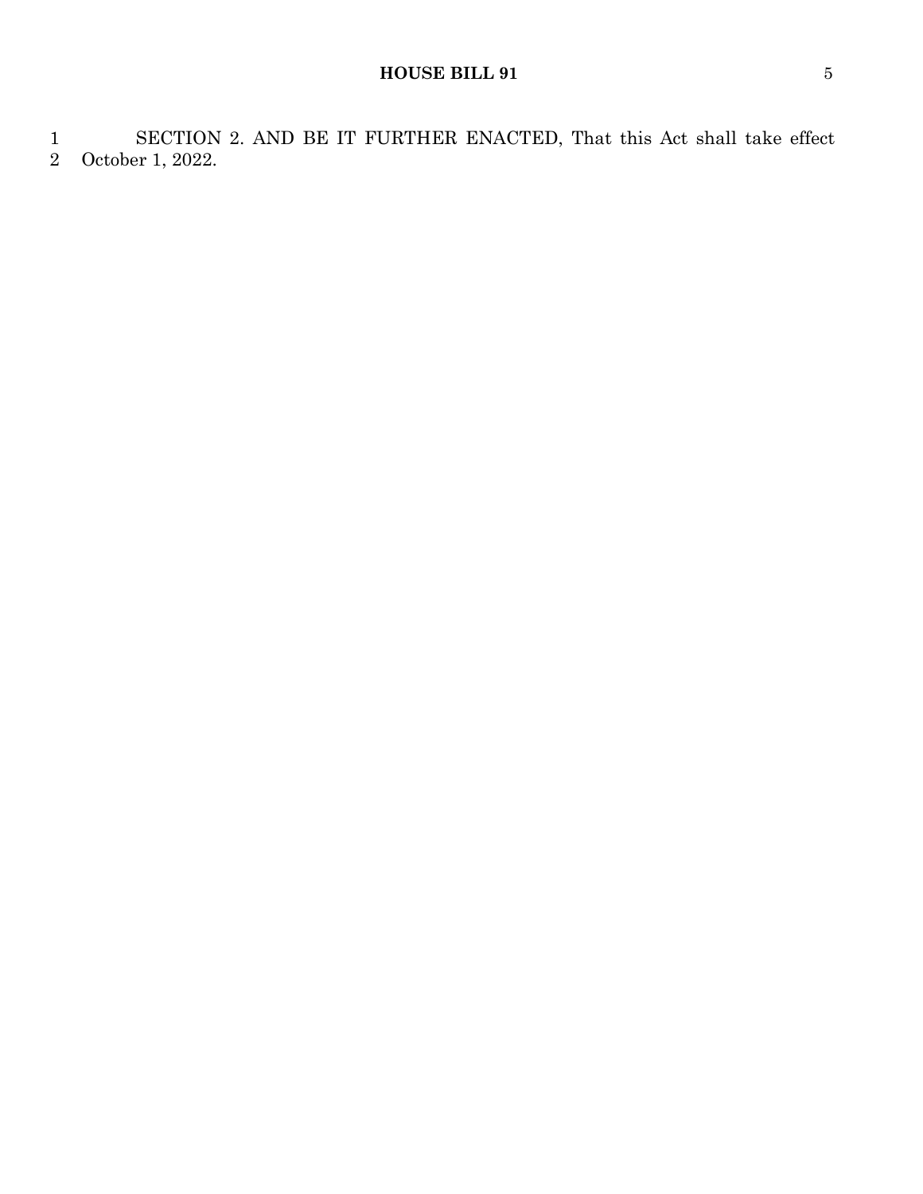SECTION 2. AND BE IT FURTHER ENACTED, That this Act shall take effect October 1, 2022.